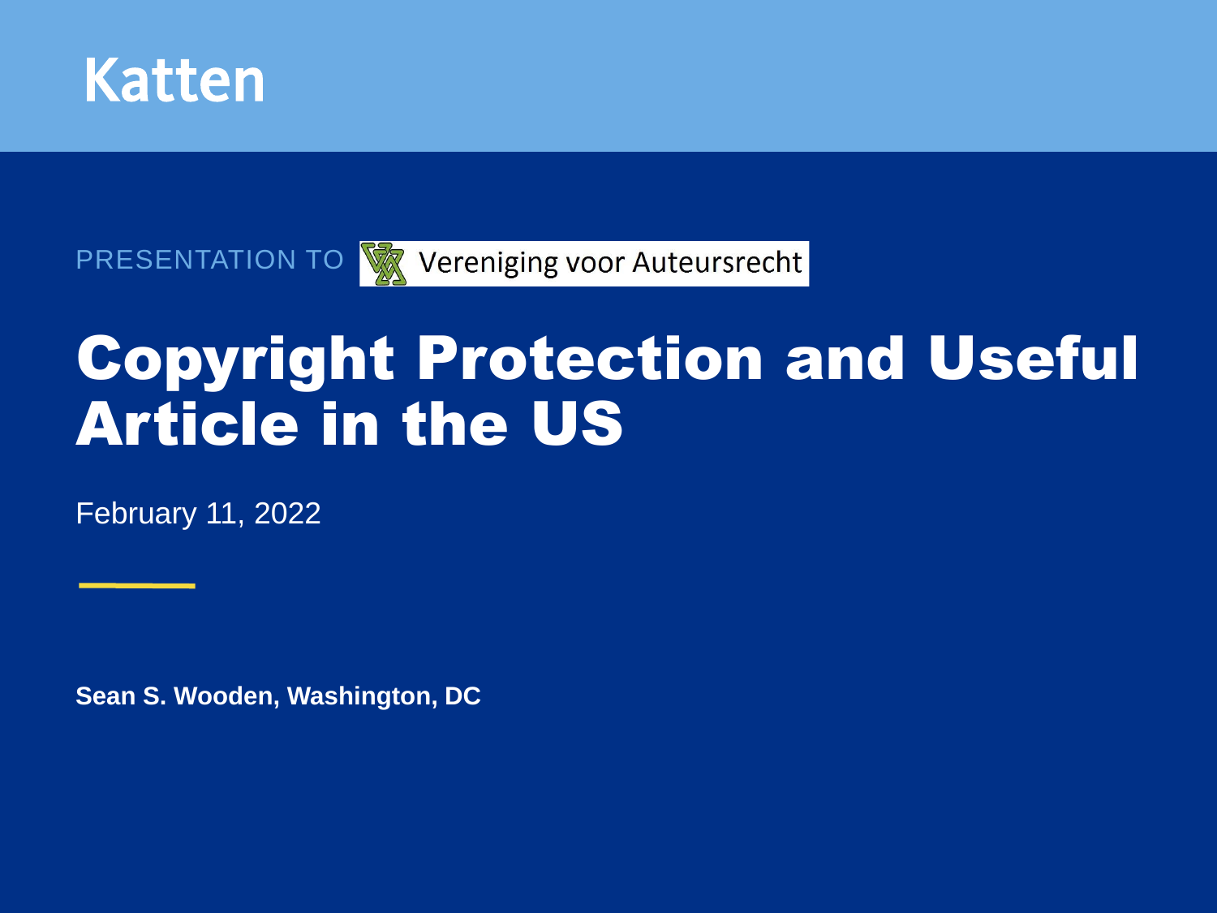Katten

PRESENTATION TO Vereniging voor Auteursrecht

# Copyright Protection and Useful Article in the US

February 11, 2022

**Sean S. Wooden, Washington, DC**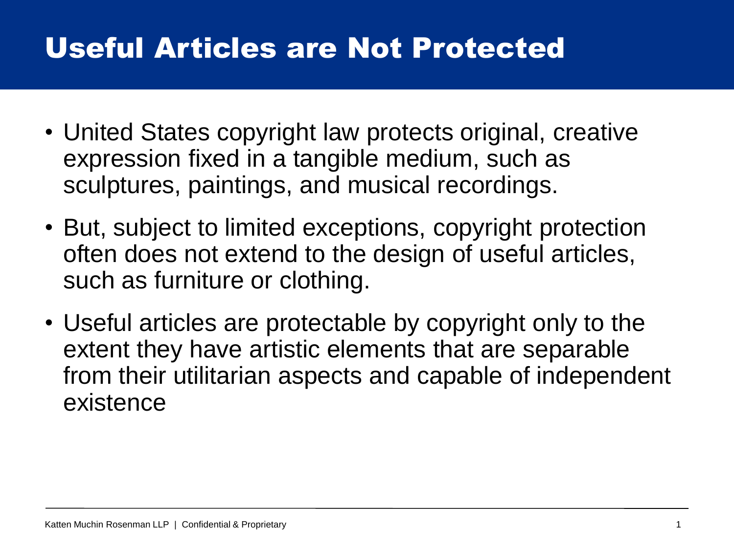# Useful Articles are Not Protected

- United States copyright law protects original, creative expression fixed in a tangible medium, such as sculptures, paintings, and musical recordings.
- But, subject to limited exceptions, copyright protection often does not extend to the design of useful articles, such as furniture or clothing.
- Useful articles are protectable by copyright only to the extent they have artistic elements that are separable from their utilitarian aspects and capable of independent existence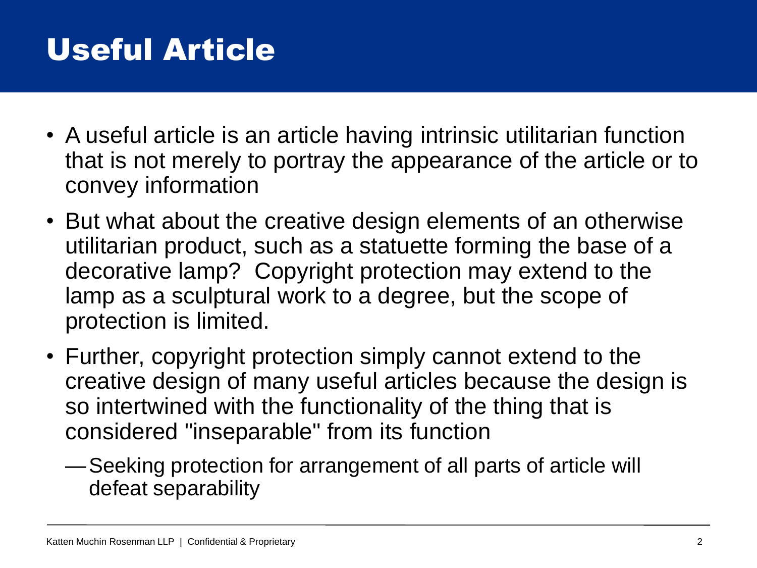# Useful Article

- A useful article is an article having intrinsic utilitarian function that is not merely to portray the appearance of the article or to convey information
- But what about the creative design elements of an otherwise utilitarian product, such as a statuette forming the base of a decorative lamp? Copyright protection may extend to the lamp as a sculptural work to a degree, but the scope of protection is limited.
- Further, copyright protection simply cannot extend to the creative design of many useful articles because the design is so intertwined with the functionality of the thing that is considered "inseparable" from its function
  - Seeking protection for arrangement of all parts of article will defeat separability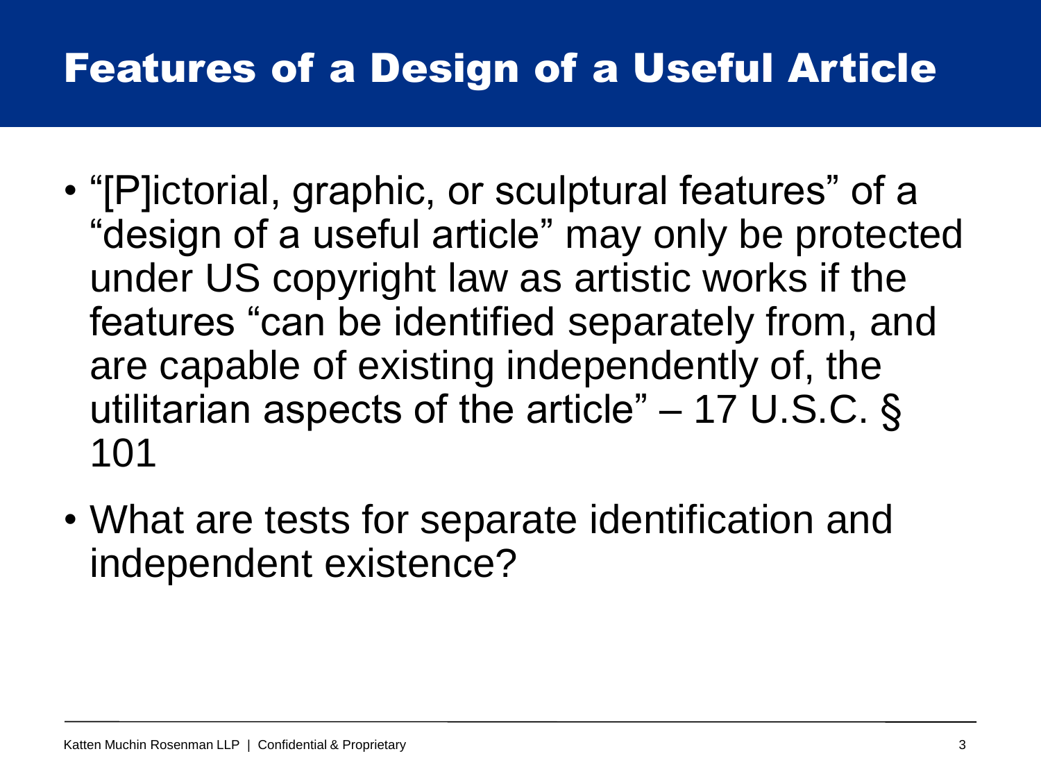# Features of a Design of a Useful Article

- "[P]ictorial, graphic, or sculptural features" of a "design of a useful article" may only be protected under US copyright law as artistic works if the features "can be identified separately from, and are capable of existing independently of, the utilitarian aspects of the article" – 17 U.S.C. § 101
- What are tests for separate identification and independent existence?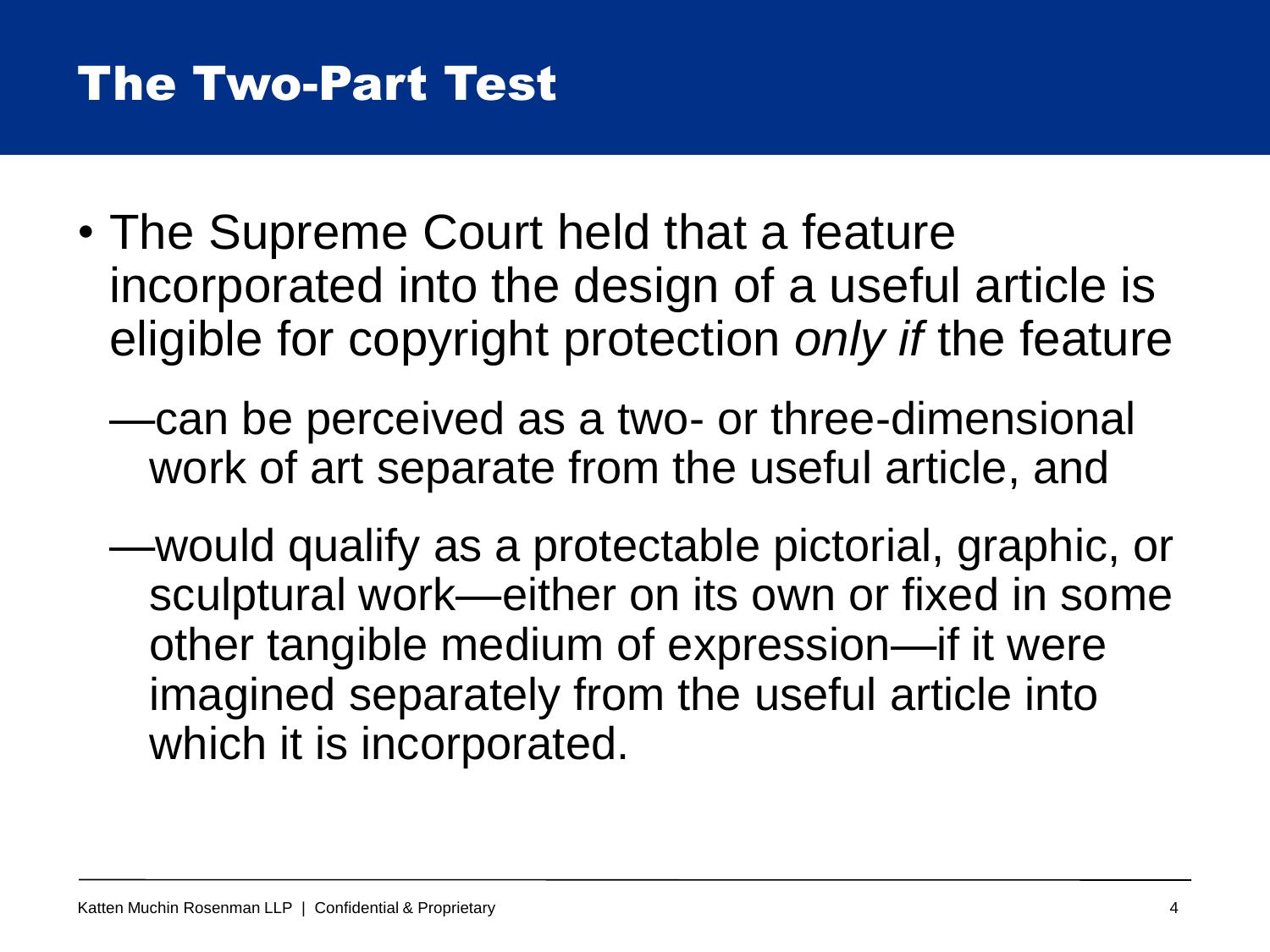# The Two-Part Test

- The Supreme Court held that a feature incorporated into the design of a useful article is eligible for copyright protection *only if* the feature
  - —can be perceived as a two- or three-dimensional work of art separate from the useful article, and
  - —would qualify as a protectable pictorial, graphic, or sculptural work—either on its own or fixed in some other tangible medium of expression—if it were imagined separately from the useful article into which it is incorporated.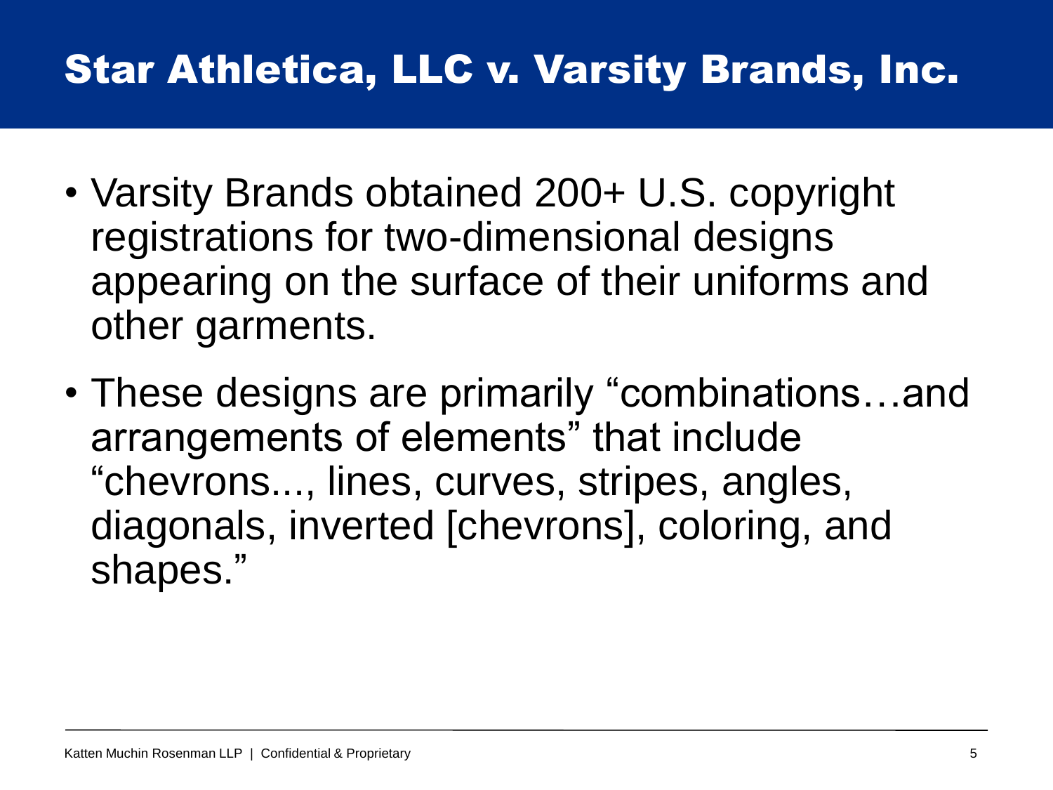# Star Athletica, LLC v. Varsity Brands, Inc.

- Varsity Brands obtained 200+ U.S. copyright registrations for two-dimensional designs appearing on the surface of their uniforms and other garments.
- These designs are primarily “combinations…and arrangements of elements” that include “chevrons..., lines, curves, stripes, angles, diagonals, inverted [chevrons], coloring, and shapes.”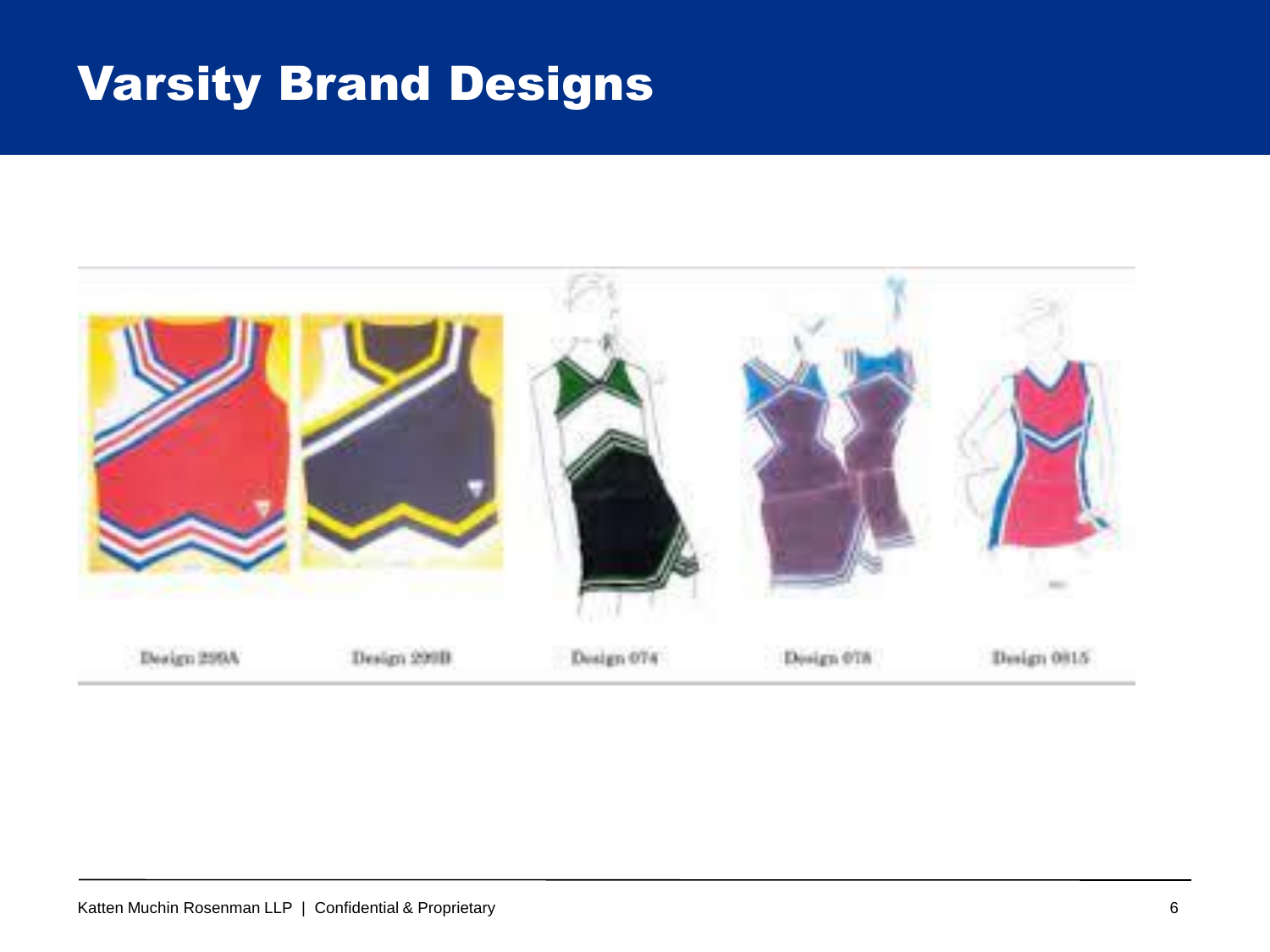# Varsity Brand Designs

Design 299A

Design 299B

Design 074

Design 078

Design 0815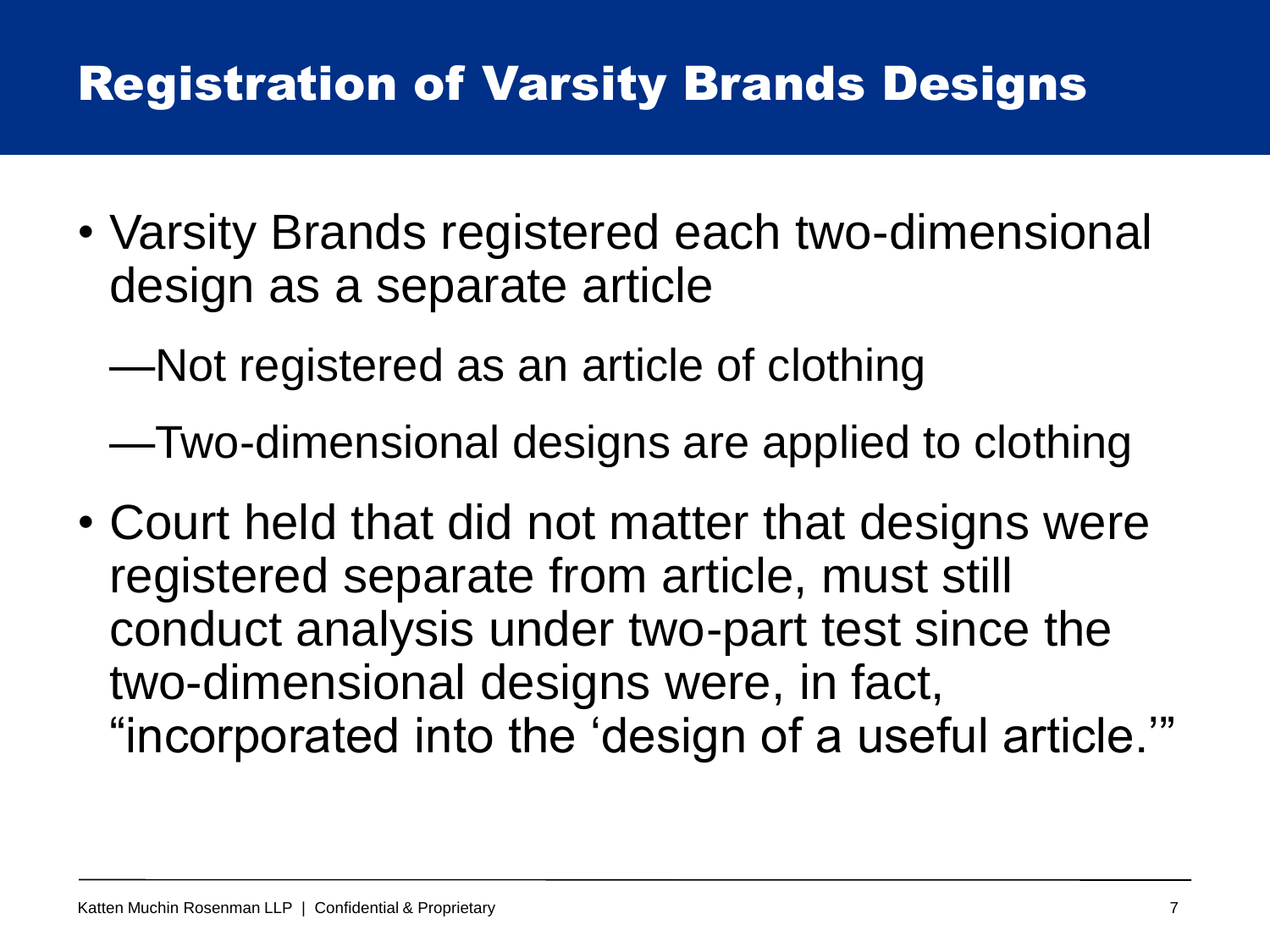# Registration of Varsity Brands Designs

- Varsity Brands registered each two-dimensional design as a separate article
  - —Not registered as an article of clothing
  - —Two-dimensional designs are applied to clothing
- Court held that did not matter that designs were registered separate from article, must still conduct analysis under two-part test since the two-dimensional designs were, in fact, "incorporated into the 'design of a useful article.'"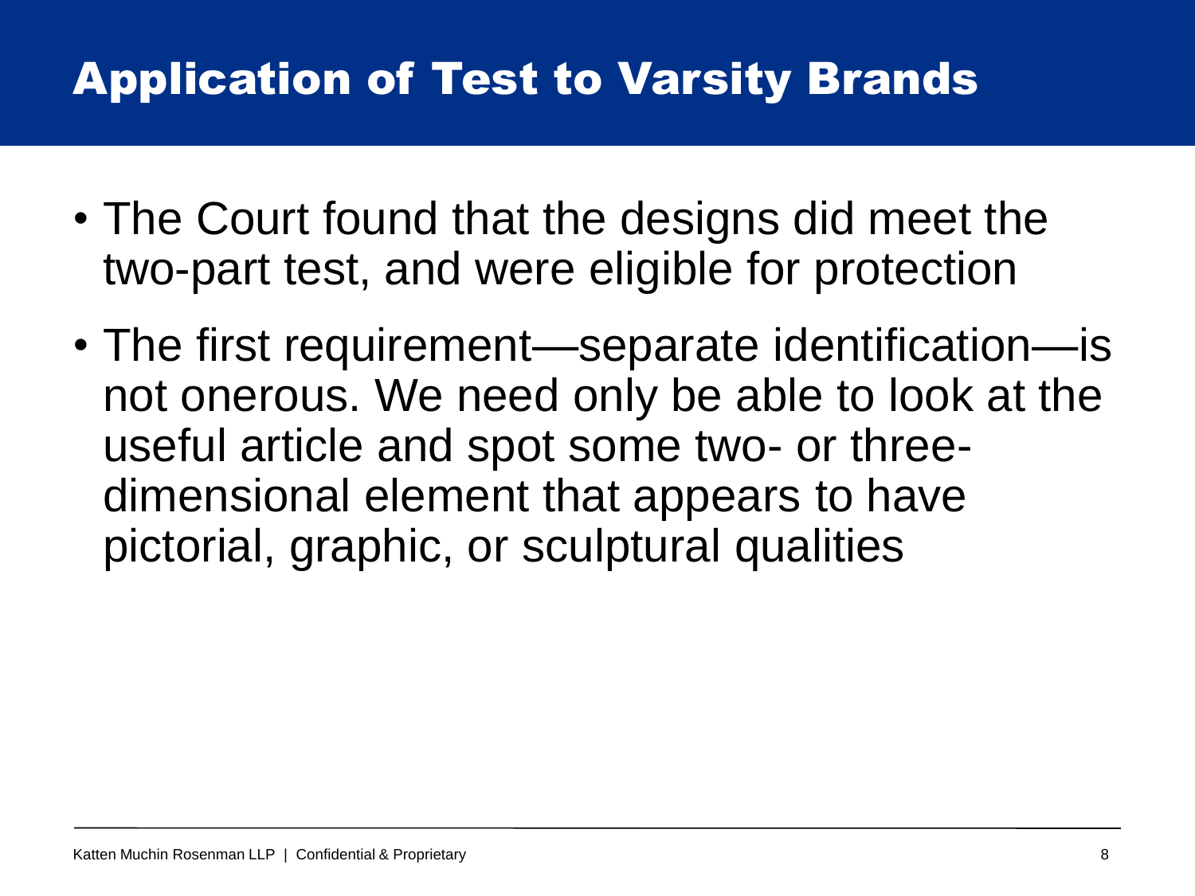# Application of Test to Varsity Brands

- The Court found that the designs did meet the two-part test, and were eligible for protection
- The first requirement—separate identification—is not onerous. We need only be able to look at the useful article and spot some two- or three-dimensional element that appears to have pictorial, graphic, or sculptural qualities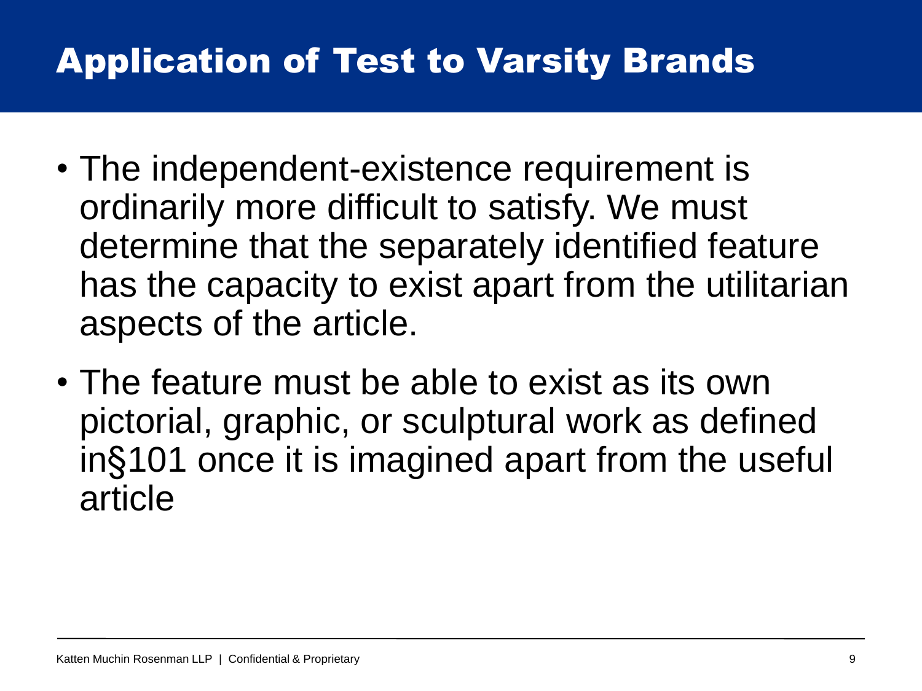# Application of Test to Varsity Brands

- The independent-existence requirement is ordinarily more difficult to satisfy. We must determine that the separately identified feature has the capacity to exist apart from the utilitarian aspects of the article.
- The feature must be able to exist as its own pictorial, graphic, or sculptural work as defined in§101 once it is imagined apart from the useful article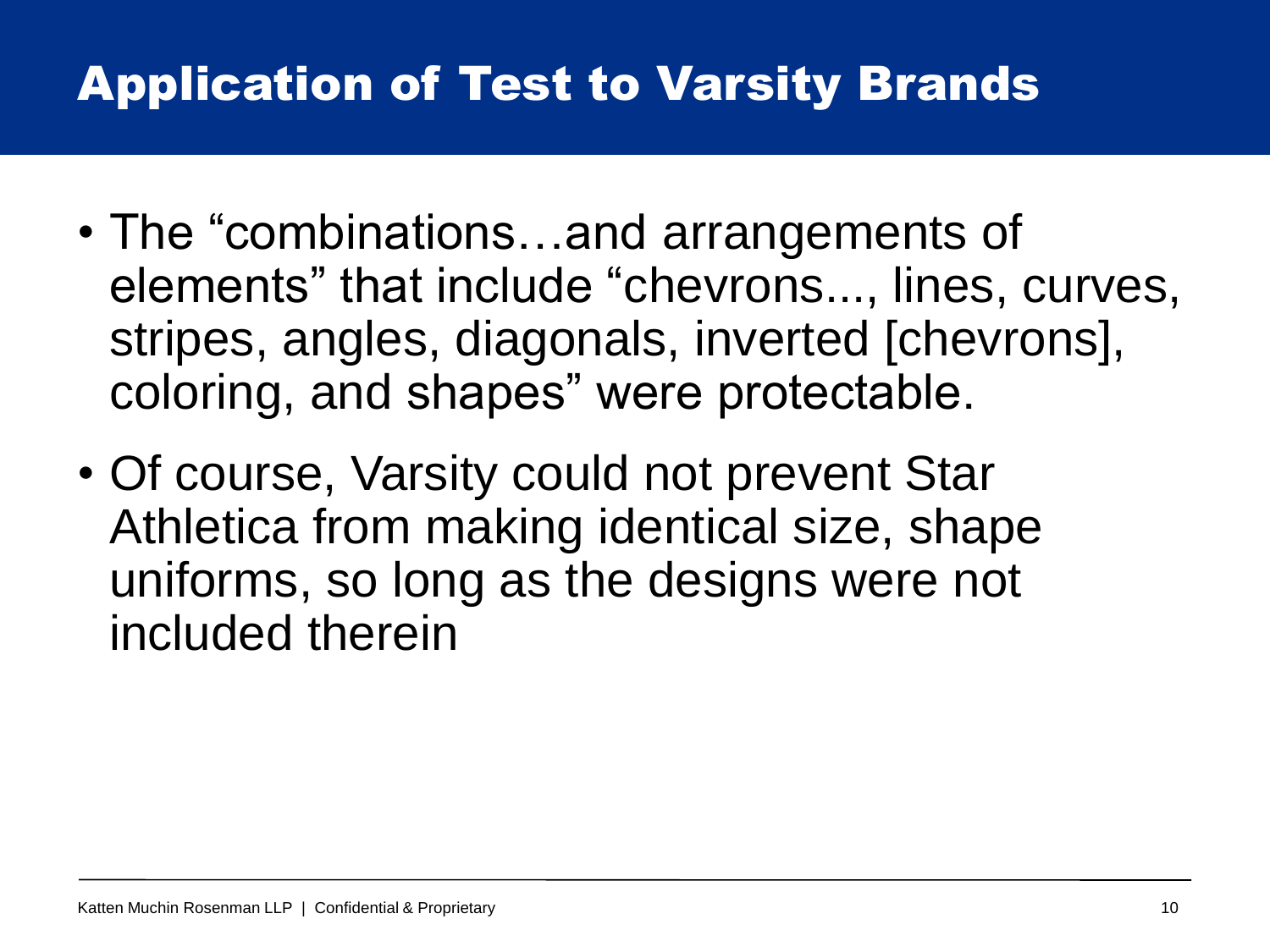# Application of Test to Varsity Brands

- The "combinations…and arrangements of elements" that include "chevrons..., lines, curves, stripes, angles, diagonals, inverted [chevrons], coloring, and shapes" were protectable.
- Of course, Varsity could not prevent Star Athletica from making identical size, shape uniforms, so long as the designs were not included therein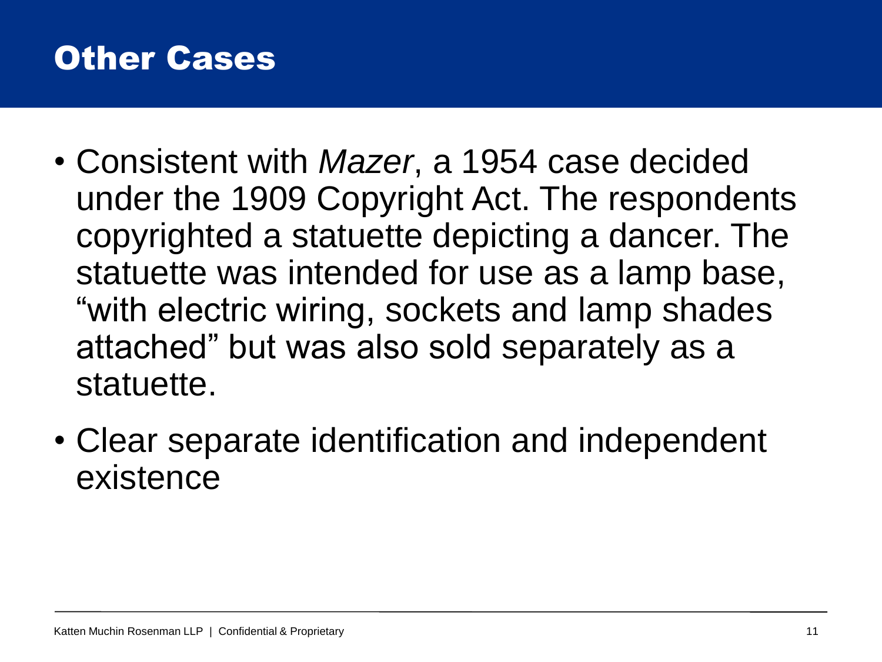# Other Cases

- Consistent with *Mazer*, a 1954 case decided under the 1909 Copyright Act. The respondents copyrighted a statuette depicting a dancer. The statuette was intended for use as a lamp base, "with electric wiring, sockets and lamp shades attached" but was also sold separately as a statuette.
- Clear separate identification and independent existence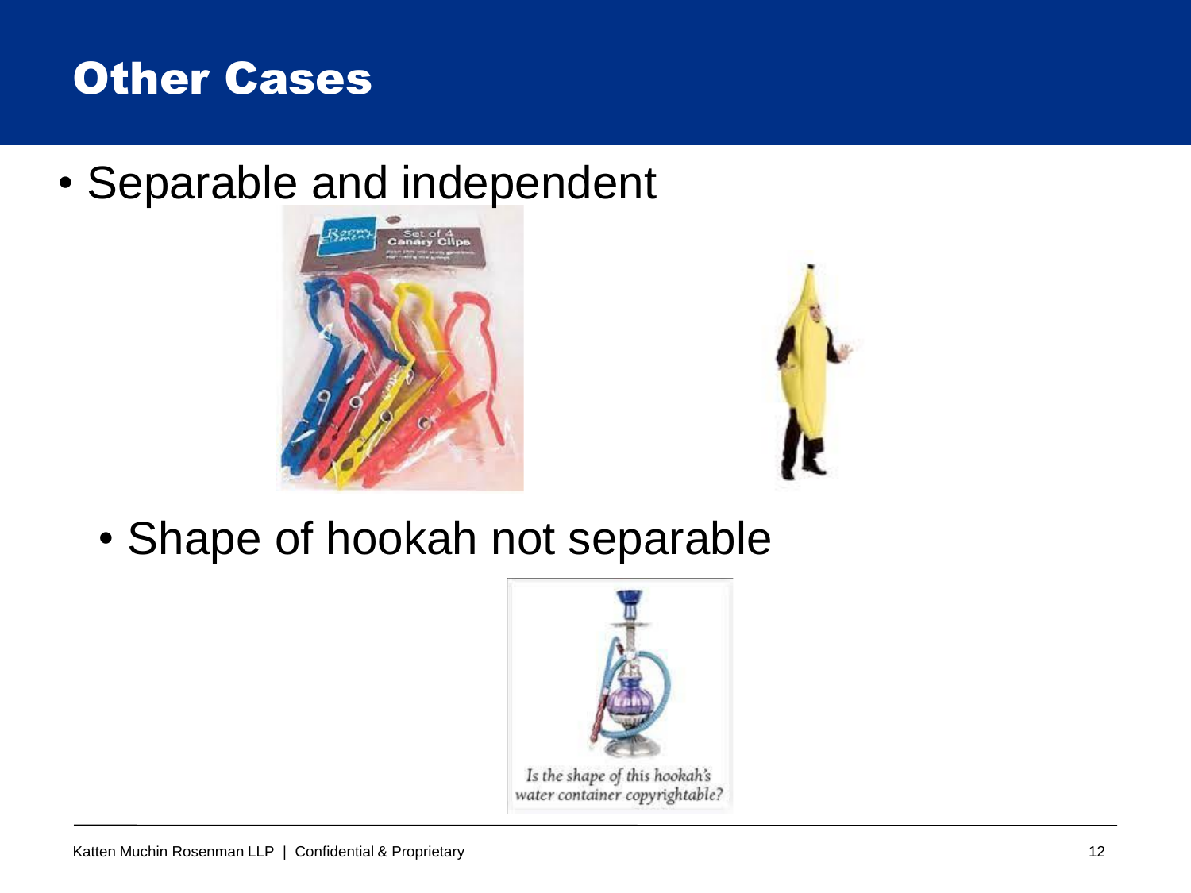# Other Cases

- Separable and independent
  - Shape of hookah not separable

*Is the shape of this hookah's water container copyrightable?*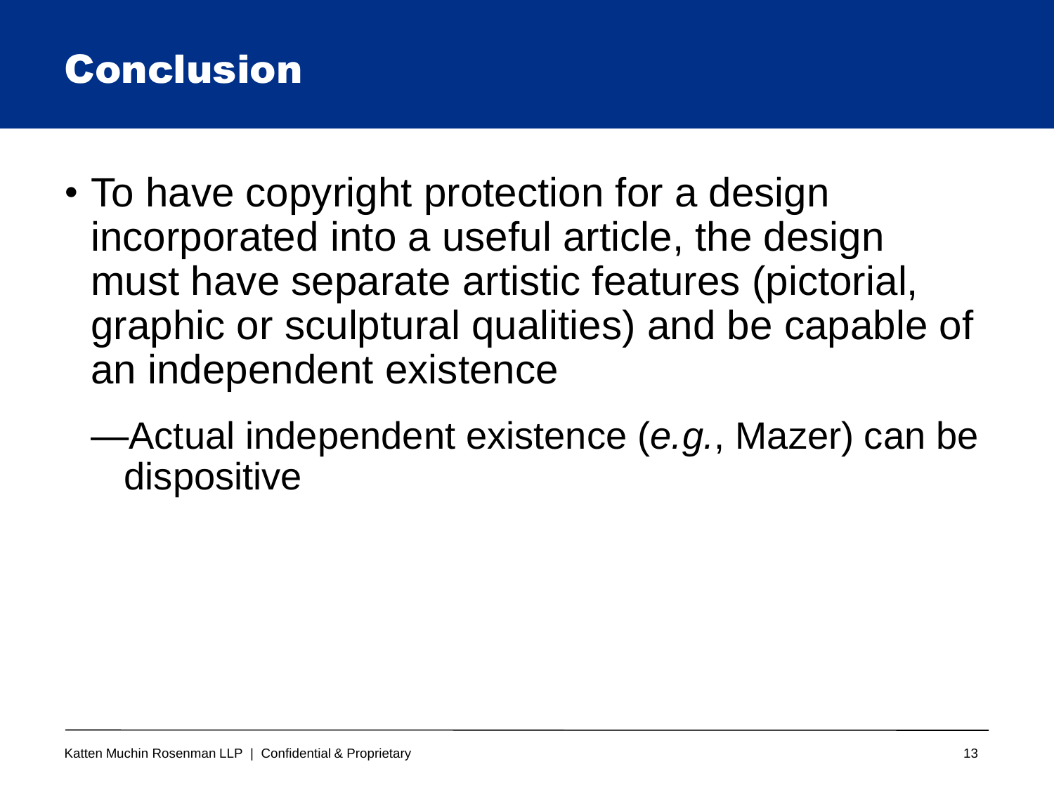# Conclusion

- To have copyright protection for a design incorporated into a useful article, the design must have separate artistic features (pictorial, graphic or sculptural qualities) and be capable of an independent existence
  - —Actual independent existence (*e.g.*, Mazer) can be dispositive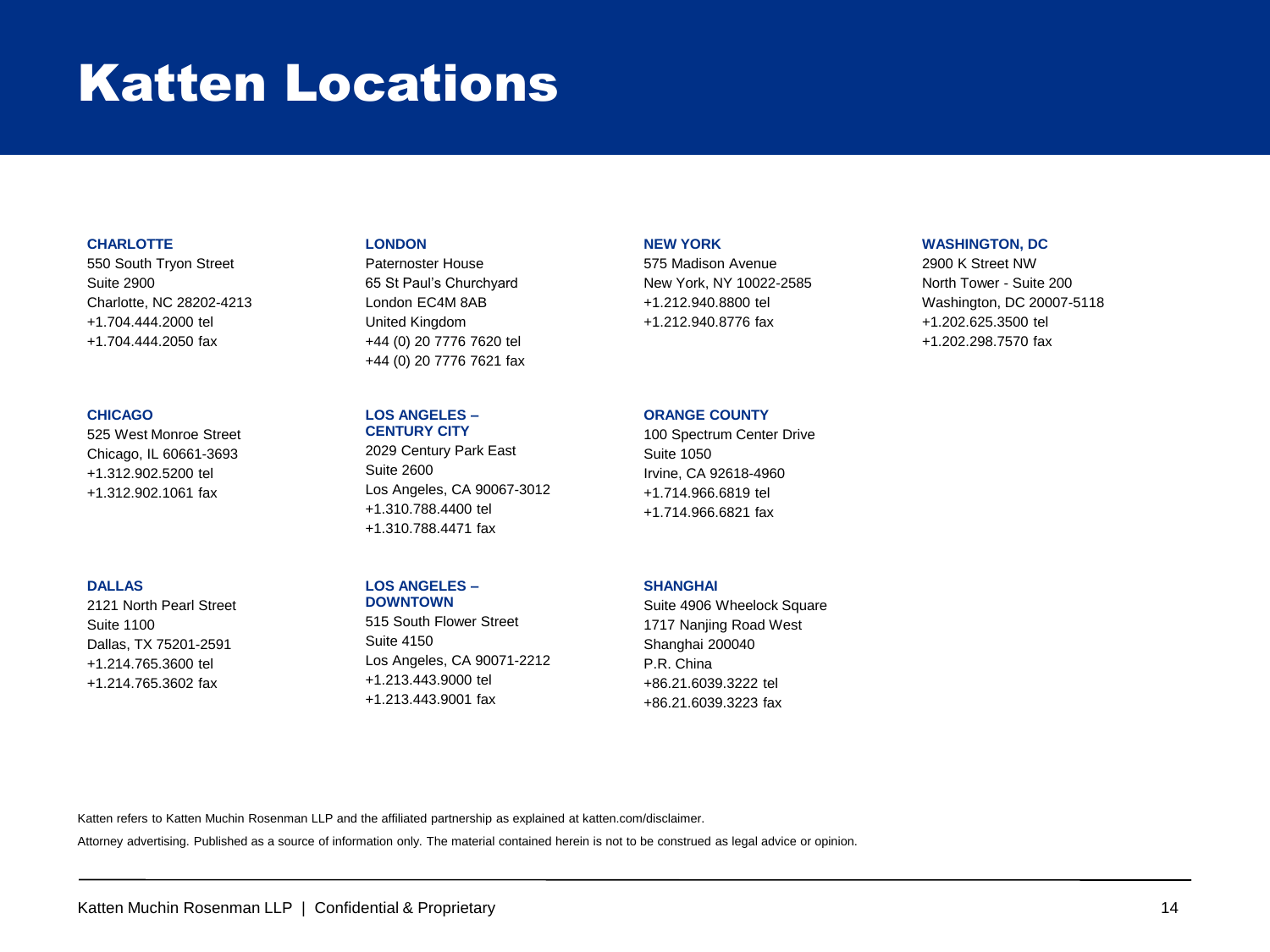# Katten Locations

**CHARLOTTE**
550 South Tryon Street
Suite 2900
Charlotte, NC 28202-4213
+1.704.444.2000 tel
+1.704.444.2050 fax

**CHICAGO**
525 West Monroe Street
Chicago, IL 60661-3693
+1.312.902.5200 tel
+1.312.902.1061 fax

**DALLAS**
2121 North Pearl Street
Suite 1100
Dallas, TX 75201-2591
+1.214.765.3600 tel
+1.214.765.3602 fax

**LONDON**
Paternoster House
65 St Paul's Churchyard
London EC4M 8AB
United Kingdom
+44 (0) 20 7776 7620 tel
+44 (0) 20 7776 7621 fax

**LOS ANGELES – CENTURY CITY**
2029 Century Park East
Suite 2600
Los Angeles, CA 90067-3012
+1.310.788.4400 tel
+1.310.788.4471 fax

**LOS ANGELES – DOWNTOWN**
515 South Flower Street
Suite 4150
Los Angeles, CA 90071-2212
+1.213.443.9000 tel
+1.213.443.9001 fax

**NEW YORK**
575 Madison Avenue
New York, NY 10022-2585
+1.212.940.8800 tel
+1.212.940.8776 fax

**ORANGE COUNTY**
100 Spectrum Center Drive
Suite 1050
Irvine, CA 92618-4960
+1.714.966.6819 tel
+1.714.966.6821 fax

**SHANGHAI**
Suite 4906 Wheelock Square
1717 Nanjing Road West
Shanghai 200040
P.R. China
+86.21.6039.3222 tel
+86.21.6039.3223 fax

**WASHINGTON, DC**
2900 K Street NW
North Tower - Suite 200
Washington, DC 20007-5118
+1.202.625.3500 tel
+1.202.298.7570 fax

Katten refers to Katten Muchin Rosenman LLP and the affiliated partnership as explained at katten.com/disclaimer.

Attorney advertising. Published as a source of information only. The material contained herein is not to be construed as legal advice or opinion.